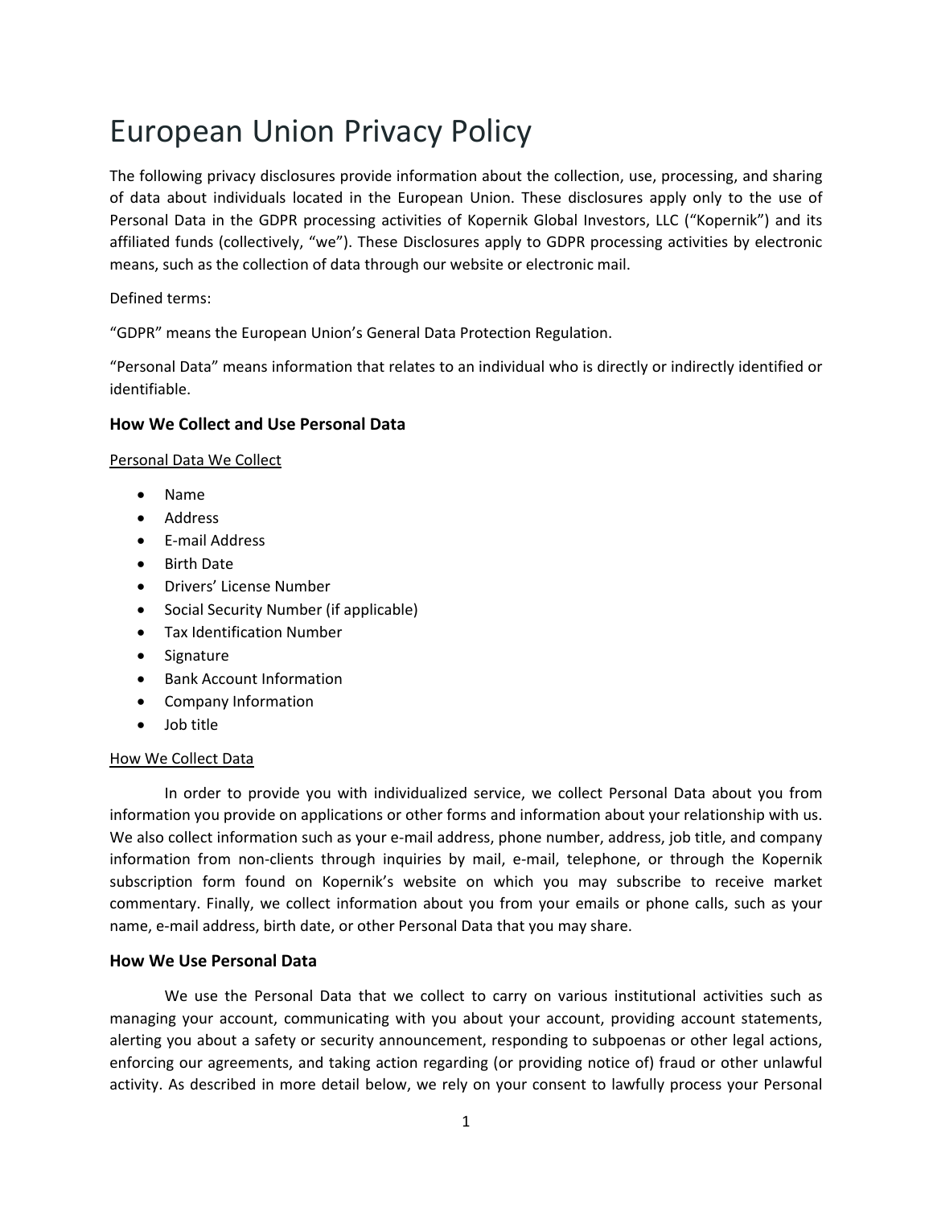# European Union Privacy Policy

The following privacy disclosures provide information about the collection, use, processing, and sharing of data about individuals located in the European Union. These disclosures apply only to the use of Personal Data in the GDPR processing activities of Kopernik Global Investors, LLC ("Kopernik") and its affiliated funds (collectively, "we"). These Disclosures apply to GDPR processing activities by electronic means, such as the collection of data through our website or electronic mail.

Defined terms:

"GDPR" means the European Union's General Data Protection Regulation.

"Personal Data" means information that relates to an individual who is directly or indirectly identified or identifiable.

### How We Collect and Use Personal Data

<u>Personal Data We Collect</u>

- Name
- Address
- E-mail Address
- Birth Date
- Drivers' License Number
- Social Security Number (if applicable)
- Tax Identification Number
- Signature
- Bank Account Information
- Company Information
- Job title

<u>How We Collect Data</u>

In order to provide you with individualized service, we collect Personal Data about you from information you provide on applications or other forms and information about your relationship with us. We also collect information such as your e-mail address, phone number, address, job title, and company information from non-clients through inquiries by mail, e-mail, telephone, or through the Kopernik subscription form found on Kopernik's website on which you may subscribe to receive market commentary. Finally, we collect information about you from your emails or phone calls, such as your name, e-mail address, birth date, or other Personal Data that you may share.

### How We Use Personal Data

We use the Personal Data that we collect to carry on various institutional activities such as managing your account, communicating with you about your account, providing account statements, alerting you about a safety or security announcement, responding to subpoenas or other legal actions, enforcing our agreements, and taking action regarding (or providing notice of) fraud or other unlawful activity. As described in more detail below, we rely on your consent to lawfully process your Personal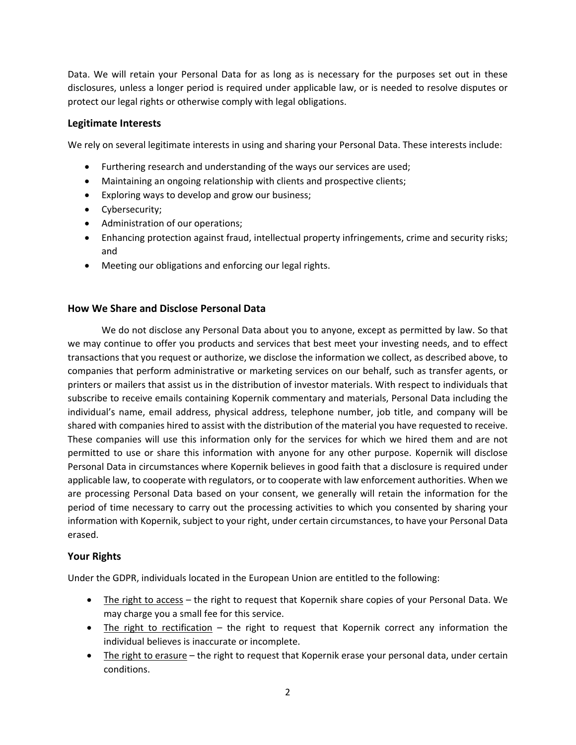Data. We will retain your Personal Data for as long as is necessary for the purposes set out in these disclosures, unless a longer period is required under applicable law, or is needed to resolve disputes or protect our legal rights or otherwise comply with legal obligations.

### Legitimate Interests

We rely on several legitimate interests in using and sharing your Personal Data. These interests include:

- Furthering research and understanding of the ways our services are used;
- Maintaining an ongoing relationship with clients and prospective clients;
- Exploring ways to develop and grow our business;
- Cybersecurity;
- Administration of our operations;
- Enhancing protection against fraud, intellectual property infringements, crime and security risks; and
- Meeting our obligations and enforcing our legal rights.

### How We Share and Disclose Personal Data

We do not disclose any Personal Data about you to anyone, except as permitted by law. So that we may continue to offer you products and services that best meet your investing needs, and to effect transactions that you request or authorize, we disclose the information we collect, as described above, to companies that perform administrative or marketing services on our behalf, such as transfer agents, or printers or mailers that assist us in the distribution of investor materials. With respect to individuals that subscribe to receive emails containing Kopernik commentary and materials, Personal Data including the individual's name, email address, physical address, telephone number, job title, and company will be shared with companies hired to assist with the distribution of the material you have requested to receive. These companies will use this information only for the services for which we hired them and are not permitted to use or share this information with anyone for any other purpose. Kopernik will disclose Personal Data in circumstances where Kopernik believes in good faith that a disclosure is required under applicable law, to cooperate with regulators, or to cooperate with law enforcement authorities. When we are processing Personal Data based on your consent, we generally will retain the information for the period of time necessary to carry out the processing activities to which you consented by sharing your information with Kopernik, subject to your right, under certain circumstances, to have your Personal Data erased.

### Your Rights

Under the GDPR, individuals located in the European Union are entitled to the following:

- <u>The right to access</u> – the right to request that Kopernik share copies of your Personal Data. We may charge you a small fee for this service.
- <u>The right to rectification</u> – the right to request that Kopernik correct any information the individual believes is inaccurate or incomplete.
- <u>The right to erasure</u> – the right to request that Kopernik erase your personal data, under certain conditions.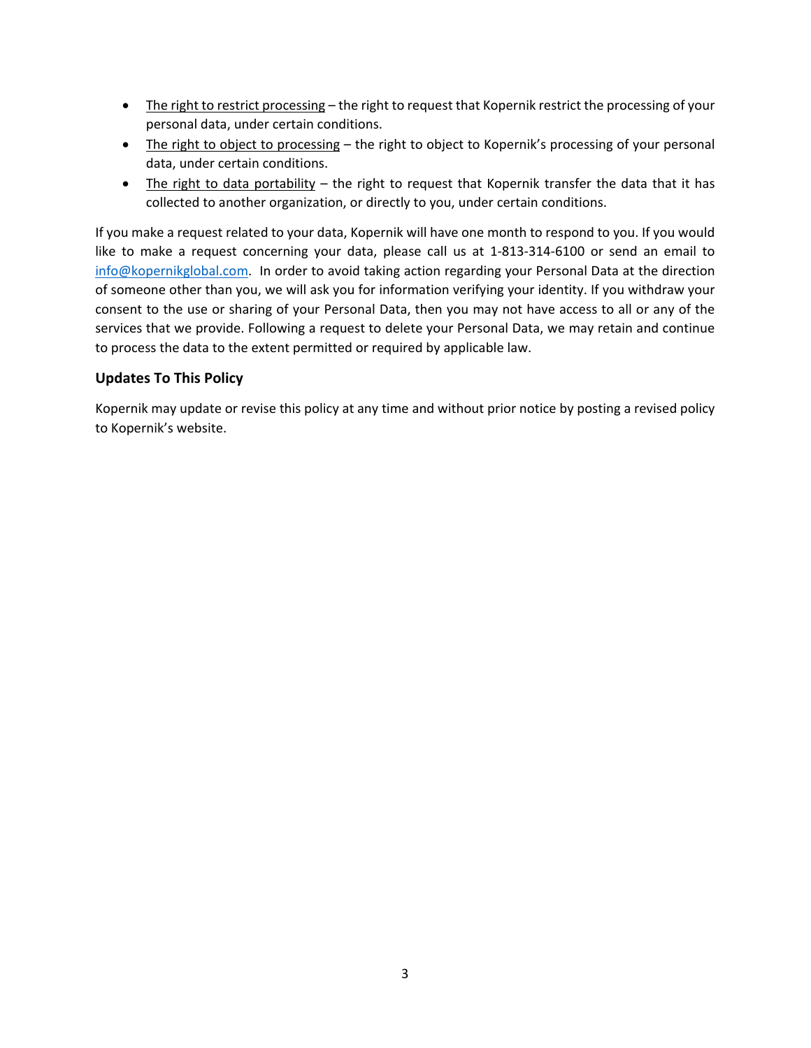- The right to restrict processing – the right to request that Kopernik restrict the processing of your personal data, under certain conditions.
- The right to object to processing – the right to object to Kopernik's processing of your personal data, under certain conditions.
- The right to data portability – the right to request that Kopernik transfer the data that it has collected to another organization, or directly to you, under certain conditions.

If you make a request related to your data, Kopernik will have one month to respond to you. If you would like to make a request concerning your data, please call us at 1-813-314-6100 or send an email to info@kopernikglobal.com. In order to avoid taking action regarding your Personal Data at the direction of someone other than you, we will ask you for information verifying your identity. If you withdraw your consent to the use or sharing of your Personal Data, then you may not have access to all or any of the services that we provide. Following a request to delete your Personal Data, we may retain and continue to process the data to the extent permitted or required by applicable law.

### Updates To This Policy

Kopernik may update or revise this policy at any time and without prior notice by posting a revised policy to Kopernik's website.